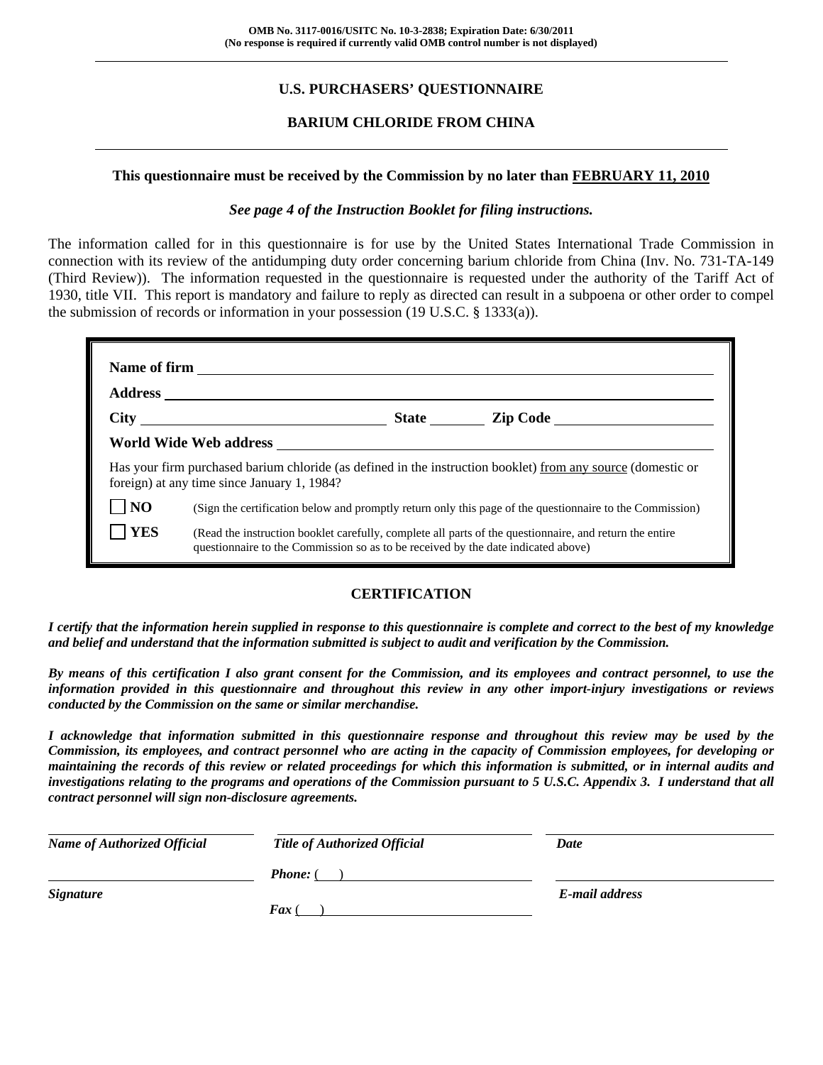**OMB No. 3117-0016/USITC No. 10-3-2838; Expiration Date: 6/30/2011**
**(No response is required if currently valid OMB control number is not displayed)**

# U.S. PURCHASERS' QUESTIONNAIRE

## BARIUM CHLORIDE FROM CHINA

**This questionnaire must be received by the Commission by no later than FEBRUARY 11, 2010**

***See page 4 of the Instruction Booklet for filing instructions.***

The information called for in this questionnaire is for use by the United States International Trade Commission in connection with its review of the antidumping duty order concerning barium chloride from China (Inv. No. 731-TA-149 (Third Review)). The information requested in the questionnaire is requested under the authority of the Tariff Act of 1930, title VII. This report is mandatory and failure to reply as directed can result in a subpoena or other order to compel the submission of records or information in your possession (19 U.S.C. § 1333(a)).

**Name of firm** ______________________________

**Address** ______________________________

**City** ______________ **State** ________ **Zip Code** ______________

**World Wide Web address** ______________________________

Has your firm purchased barium chloride (as defined in the instruction booklet) from any source (domestic or foreign) at any time since January 1, 1984?

☐ **NO** (Sign the certification below and promptly return only this page of the questionnaire to the Commission)

☐ **YES** (Read the instruction booklet carefully, complete all parts of the questionnaire, and return the entire questionnaire to the Commission so as to be received by the date indicated above)

## CERTIFICATION

***I certify that the information herein supplied in response to this questionnaire is complete and correct to the best of my knowledge and belief and understand that the information submitted is subject to audit and verification by the Commission.***

***By means of this certification I also grant consent for the Commission, and its employees and contract personnel, to use the information provided in this questionnaire and throughout this review in any other import-injury investigations or reviews conducted by the Commission on the same or similar merchandise.***

***I acknowledge that information submitted in this questionnaire response and throughout this review may be used by the Commission, its employees, and contract personnel who are acting in the capacity of Commission employees, for developing or maintaining the records of this review or related proceedings for which this information is submitted, or in internal audits and investigations relating to the programs and operations of the Commission pursuant to 5 U.S.C. Appendix 3. I understand that all contract personnel will sign non-disclosure agreements.***

| | | |
|---|---|---|
| ***Name of Authorized Official*** | ***Title of Authorized Official*** | ***Date*** |
| ***Signature*** | ***Phone:*** ( ) | ***E-mail address*** |
| | ***Fax*** ( ) | |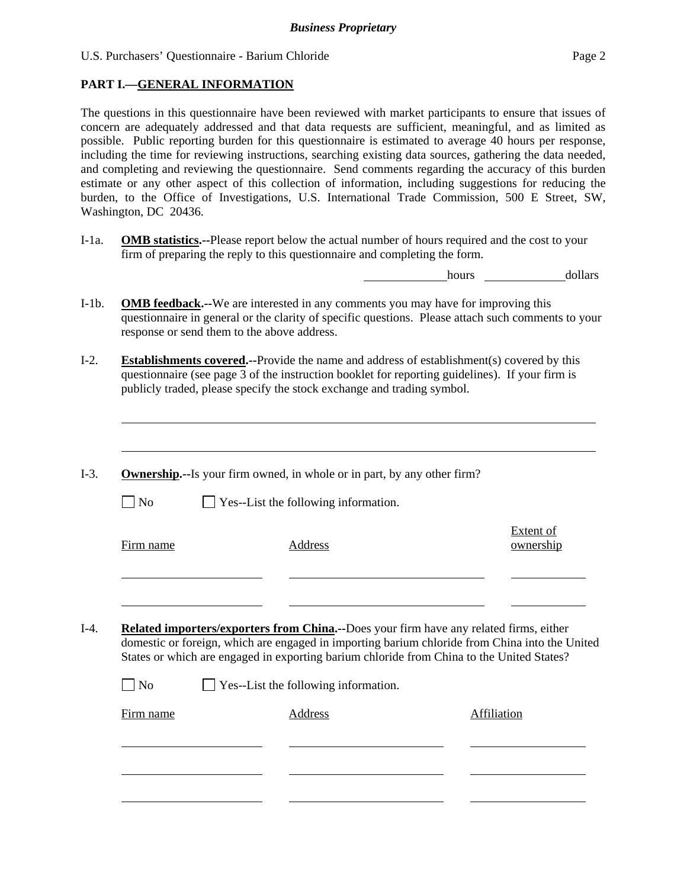## PART I.—GENERAL INFORMATION

The questions in this questionnaire have been reviewed with market participants to ensure that issues of concern are adequately addressed and that data requests are sufficient, meaningful, and as limited as possible. Public reporting burden for this questionnaire is estimated to average 40 hours per response, including the time for reviewing instructions, searching existing data sources, gathering the data needed, and completing and reviewing the questionnaire. Send comments regarding the accuracy of this burden estimate or any other aspect of this collection of information, including suggestions for reducing the burden, to the Office of Investigations, U.S. International Trade Commission, 500 E Street, SW, Washington, DC 20436.

I-1a. **OMB statistics.**--Please report below the actual number of hours required and the cost to your firm of preparing the reply to this questionnaire and completing the form.

_____________ hours _____________ dollars

I-1b. **OMB feedback.**--We are interested in any comments you may have for improving this questionnaire in general or the clarity of specific questions. Please attach such comments to your response or send them to the above address.

I-2. **Establishments covered.**--Provide the name and address of establishment(s) covered by this questionnaire (see page 3 of the instruction booklet for reporting guidelines). If your firm is publicly traded, please specify the stock exchange and trading symbol.

______________________________________________________________________

______________________________________________________________________

I-3. **Ownership.**--Is your firm owned, in whole or in part, by any other firm?

☐ No ☐ Yes--List the following information.

| Firm name | Address | Extent of ownership |
|---|---|---|
| | | |
| | | |

I-4. **Related importers/exporters from China.**--Does your firm have any related firms, either domestic or foreign, which are engaged in importing barium chloride from China into the United States or which are engaged in exporting barium chloride from China to the United States?

☐ No ☐ Yes--List the following information.

| Firm name | Address | Affiliation |
|---|---|---|
| | | |
| | | |
| | | |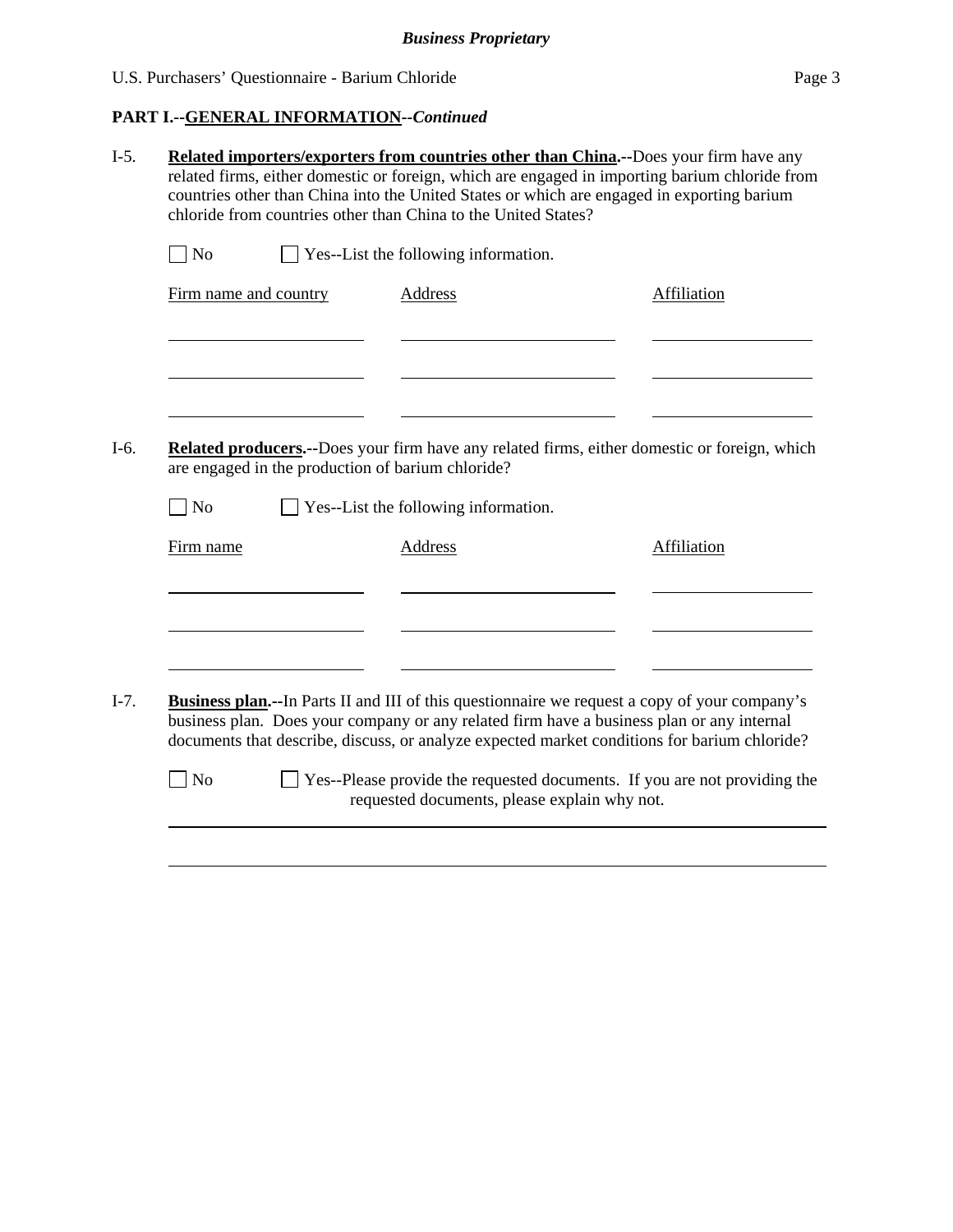## PART I.--GENERAL INFORMATION--*Continued*

I-5. **Related importers/exporters from countries other than China.--**Does your firm have any related firms, either domestic or foreign, which are engaged in importing barium chloride from countries other than China into the United States or which are engaged in exporting barium chloride from countries other than China to the United States?

☐ No ☐ Yes--List the following information.

| Firm name and country | Address | Affiliation |
|---|---|---|
| | | |
| | | |
| | | |

I-6. **Related producers.--**Does your firm have any related firms, either domestic or foreign, which are engaged in the production of barium chloride?

☐ No ☐ Yes--List the following information.

| Firm name | Address | Affiliation |
|---|---|---|
| | | |
| | | |
| | | |

I-7. **Business plan.--**In Parts II and III of this questionnaire we request a copy of your company's business plan. Does your company or any related firm have a business plan or any internal documents that describe, discuss, or analyze expected market conditions for barium chloride?

☐ No ☐ Yes--Please provide the requested documents. If you are not providing the requested documents, please explain why not.

______________________________________________________________________

______________________________________________________________________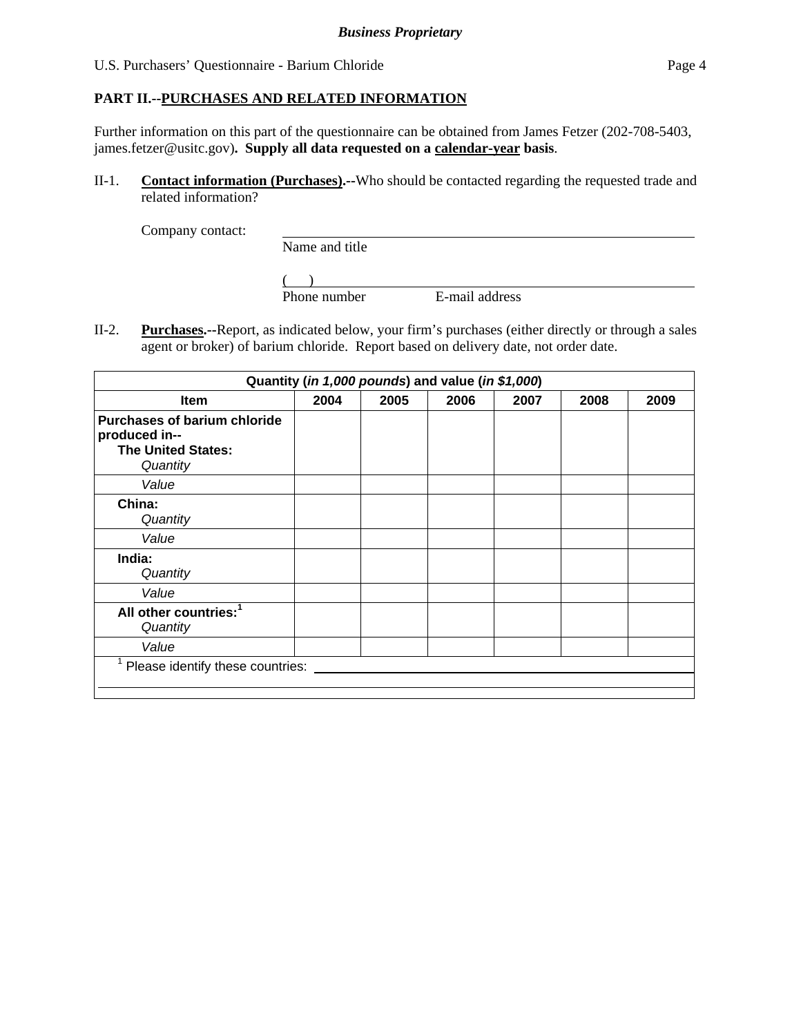## PART II.--PURCHASES AND RELATED INFORMATION

Further information on this part of the questionnaire can be obtained from James Fetzer (202-708-5403, james.fetzer@usitc.gov). **Supply all data requested on a calendar-year basis**.

II-1. **Contact information (Purchases).--**Who should be contacted regarding the requested trade and related information?

Company contact: ______________________________
Name and title

(    ) ______________________________
Phone number          E-mail address

II-2. **Purchases.--**Report, as indicated below, your firm's purchases (either directly or through a sales agent or broker) of barium chloride. Report based on delivery date, not order date.

| Quantity (*in 1,000 pounds*) and value (*in $1,000*) | | | | | | |
|---|---|---|---|---|---|---|
| **Item** | **2004** | **2005** | **2006** | **2007** | **2008** | **2009** |
| **Purchases of barium chloride produced in--** **The United States:** *Quantity* | | | | | | |
| *Value* | | | | | | |
| **China:** *Quantity* | | | | | | |
| *Value* | | | | | | |
| **India:** *Quantity* | | | | | | |
| *Value* | | | | | | |
| **All other countries:**[1] *Quantity* | | | | | | |
| *Value* | | | | | | |

[1] Please identify these countries: ______________________________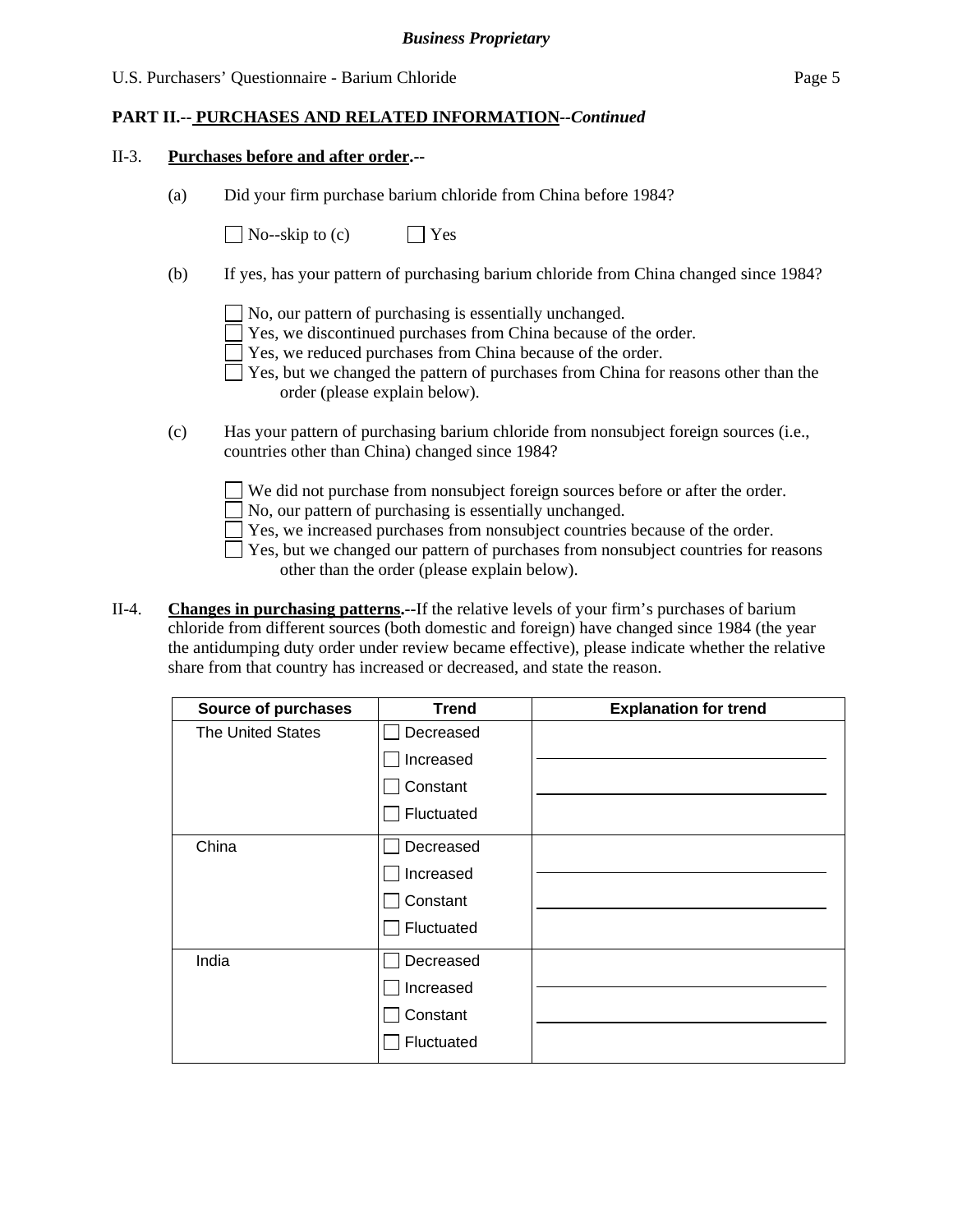**PART II.-- PURCHASES AND RELATED INFORMATION--*Continued***

II-3. **Purchases before and after order.--**

(a) Did your firm purchase barium chloride from China before 1984?

☐ No--skip to (c) ☐ Yes

(b) If yes, has your pattern of purchasing barium chloride from China changed since 1984?

☐ No, our pattern of purchasing is essentially unchanged.
☐ Yes, we discontinued purchases from China because of the order.
☐ Yes, we reduced purchases from China because of the order.
☐ Yes, but we changed the pattern of purchases from China for reasons other than the order (please explain below).

(c) Has your pattern of purchasing barium chloride from nonsubject foreign sources (i.e., countries other than China) changed since 1984?

☐ We did not purchase from nonsubject foreign sources before or after the order.
☐ No, our pattern of purchasing is essentially unchanged.
☐ Yes, we increased purchases from nonsubject countries because of the order.
☐ Yes, but we changed our pattern of purchases from nonsubject countries for reasons other than the order (please explain below).

II-4. **Changes in purchasing patterns.--**If the relative levels of your firm's purchases of barium chloride from different sources (both domestic and foreign) have changed since 1984 (the year the antidumping duty order under review became effective), please indicate whether the relative share from that country has increased or decreased, and state the reason.

| Source of purchases | Trend | Explanation for trend |
|---|---|---|
| The United States | ☐ Decreased<br>☐ Increased<br>☐ Constant<br>☐ Fluctuated | |
| China | ☐ Decreased<br>☐ Increased<br>☐ Constant<br>☐ Fluctuated | |
| India | ☐ Decreased<br>☐ Increased<br>☐ Constant<br>☐ Fluctuated | |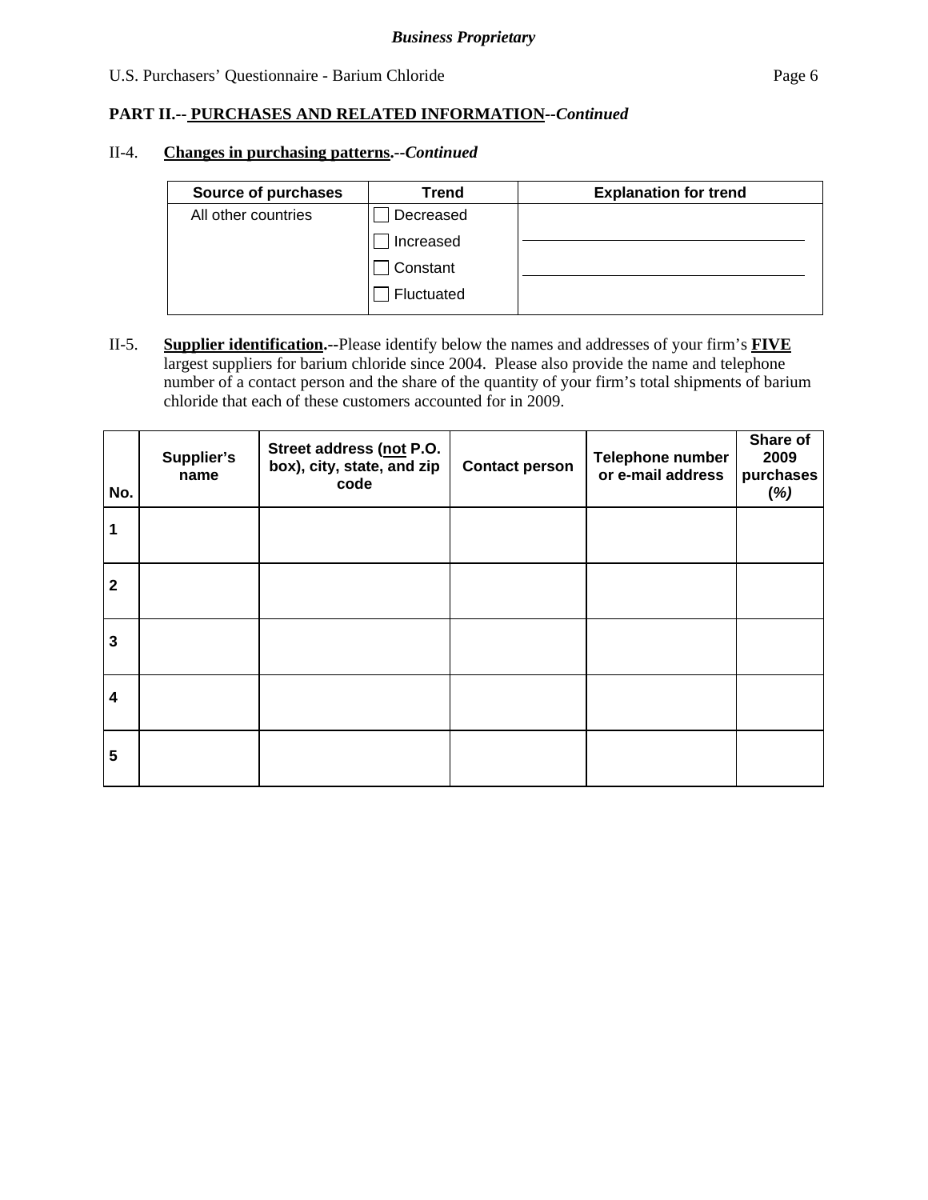**PART II.-- PURCHASES AND RELATED INFORMATION--*Continued***

II-4. **Changes in purchasing patterns.--*Continued***

| Source of purchases | Trend | Explanation for trend |
|---|---|---|
| All other countries | ☐ Decreased<br>☐ Increased<br>☐ Constant<br>☐ Fluctuated | |

II-5. **Supplier identification.**--Please identify below the names and addresses of your firm's **FIVE** largest suppliers for barium chloride since 2004. Please also provide the name and telephone number of a contact person and the share of the quantity of your firm's total shipments of barium chloride that each of these customers accounted for in 2009.

| No. | Supplier's name | Street address (not P.O. box), city, state, and zip code | Contact person | Telephone number or e-mail address | Share of 2009 purchases *(%)* |
|---|---|---|---|---|---|
| 1 | | | | | |
| 2 | | | | | |
| 3 | | | | | |
| 4 | | | | | |
| 5 | | | | | |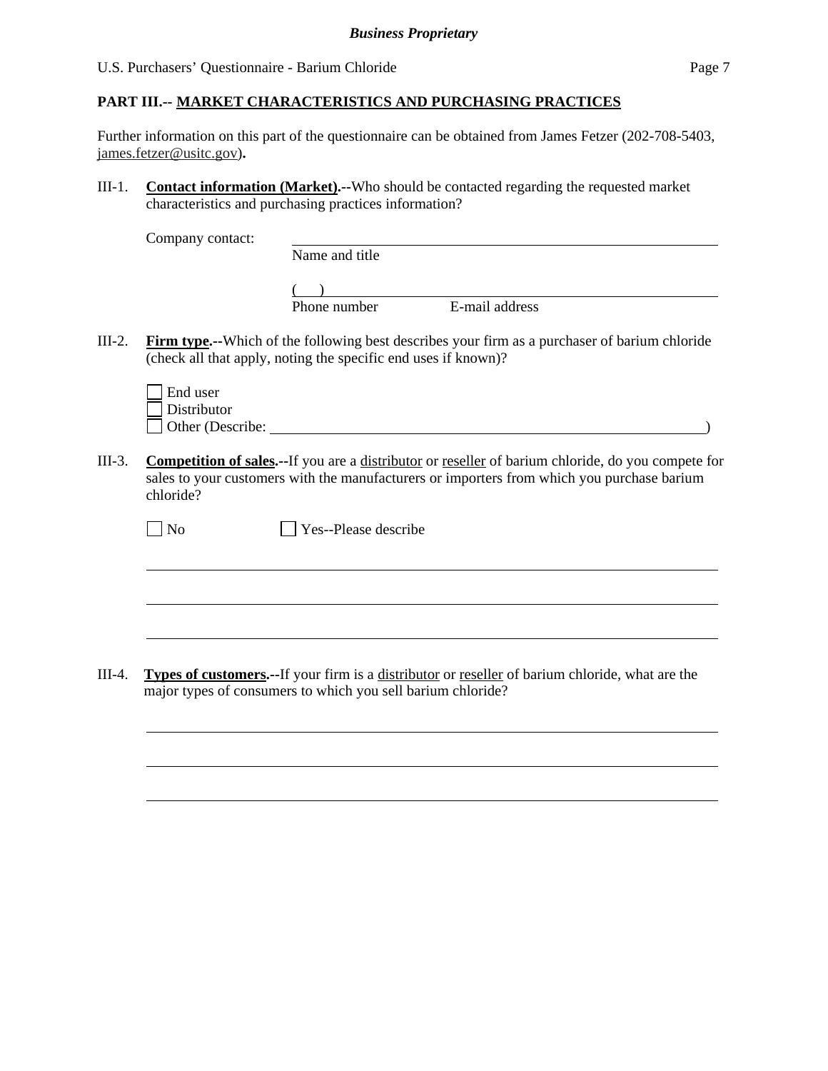## PART III.-- MARKET CHARACTERISTICS AND PURCHASING PRACTICES

Further information on this part of the questionnaire can be obtained from James Fetzer (202-708-5403, james.fetzer@usitc.gov).

III-1. **Contact information (Market).--**Who should be contacted regarding the requested market characteristics and purchasing practices information?

Company contact: ______________________________
Name and title

(    ) ______________________________
Phone number    E-mail address

III-2. **Firm type.--**Which of the following best describes your firm as a purchaser of barium chloride (check all that apply, noting the specific end uses if known)?

☐ End user
☐ Distributor
☐ Other (Describe: ______________________________)

III-3. **Competition of sales.--**If you are a distributor or reseller of barium chloride, do you compete for sales to your customers with the manufacturers or importers from which you purchase barium chloride?

☐ No    ☐ Yes--Please describe

______________________________

______________________________

______________________________

III-4. **Types of customers.--**If your firm is a distributor or reseller of barium chloride, what are the major types of consumers to which you sell barium chloride?

______________________________

______________________________

______________________________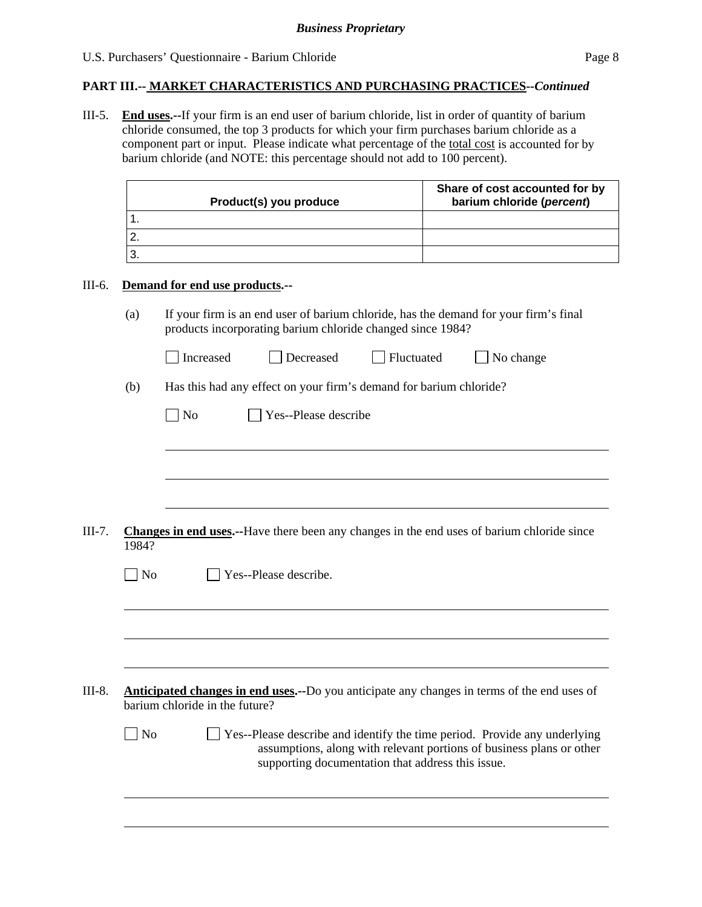## PART III.-- MARKET CHARACTERISTICS AND PURCHASING PRACTICES--*Continued*

III-5. **End uses.**--If your firm is an end user of barium chloride, list in order of quantity of barium chloride consumed, the top 3 products for which your firm purchases barium chloride as a component part or input. Please indicate what percentage of the total cost is accounted for by barium chloride (and NOTE: this percentage should not add to 100 percent).

| Product(s) you produce | Share of cost accounted for by barium chloride (*percent*) |
|---|---|
| 1. | |
| 2. | |
| 3. | |

III-6. **Demand for end use products.**--

(a) If your firm is an end user of barium chloride, has the demand for your firm's final products incorporating barium chloride changed since 1984?

☐ Increased ☐ Decreased ☐ Fluctuated ☐ No change

(b) Has this had any effect on your firm's demand for barium chloride?

☐ No ☐ Yes--Please describe

III-7. **Changes in end uses.**--Have there been any changes in the end uses of barium chloride since 1984?

☐ No ☐ Yes--Please describe.

III-8. **Anticipated changes in end uses.**--Do you anticipate any changes in terms of the end uses of barium chloride in the future?

☐ No ☐ Yes--Please describe and identify the time period. Provide any underlying assumptions, along with relevant portions of business plans or other supporting documentation that address this issue.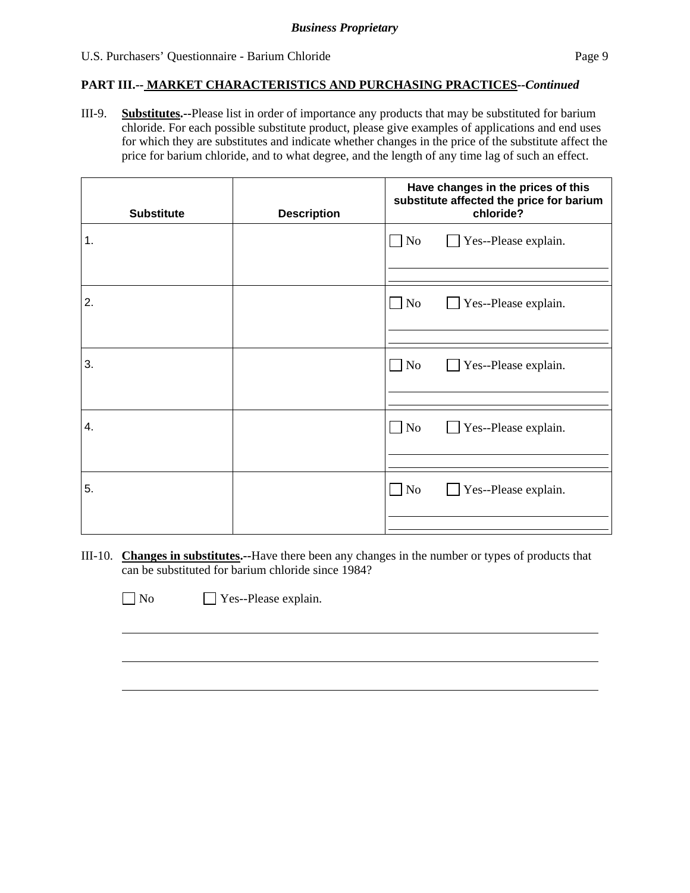**PART III.-- MARKET CHARACTERISTICS AND PROCHASING PRACTICES--*Continued***

III-9. **Substitutes.--**Please list in order of importance any products that may be substituted for barium chloride. For each possible substitute product, please give examples of applications and end uses for which they are substitutes and indicate whether changes in the price of the substitute affect the price for barium chloride, and to what degree, and the length of any time lag of such an effect.

| Substitute | Description | Have changes in the prices of this substitute affected the price for barium chloride? |
|---|---|---|
| 1. | | ☐ No ☐ Yes--Please explain. |
| 2. | | ☐ No ☐ Yes--Please explain. |
| 3. | | ☐ No ☐ Yes--Please explain. |
| 4. | | ☐ No ☐ Yes--Please explain. |
| 5. | | ☐ No ☐ Yes--Please explain. |

III-10. **Changes in substitutes.--**Have there been any changes in the number or types of products that can be substituted for barium chloride since 1984?

☐ No ☐ Yes--Please explain.

___

___

___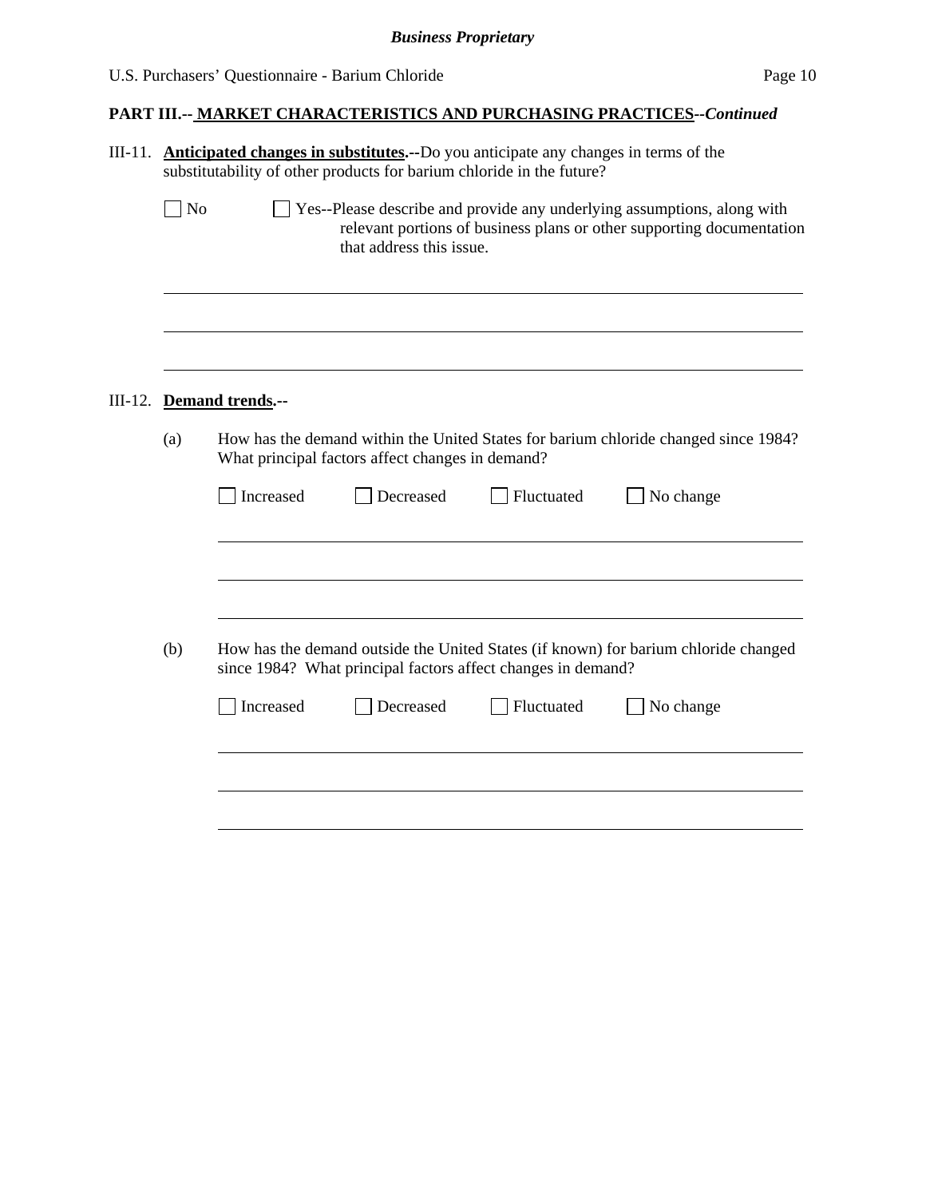**PART III.-- MARKET CHARACTERISTICS AND PURCHASING PRACTICES--*Continued***

III-11. **Anticipated changes in substitutes.--**Do you anticipate any changes in terms of the substitutability of other products for barium chloride in the future?

☐ No ☐ Yes--Please describe and provide any underlying assumptions, along with relevant portions of business plans or other supporting documentation that address this issue.

______________________________________________________________________

______________________________________________________________________

______________________________________________________________________

III-12. **Demand trends.--**

(a) How has the demand within the United States for barium chloride changed since 1984? What principal factors affect changes in demand?

☐ Increased ☐ Decreased ☐ Fluctuated ☐ No change

______________________________________________________________________

______________________________________________________________________

______________________________________________________________________

(b) How has the demand outside the United States (if known) for barium chloride changed since 1984? What principal factors affect changes in demand?

☐ Increased ☐ Decreased ☐ Fluctuated ☐ No change

______________________________________________________________________

______________________________________________________________________

______________________________________________________________________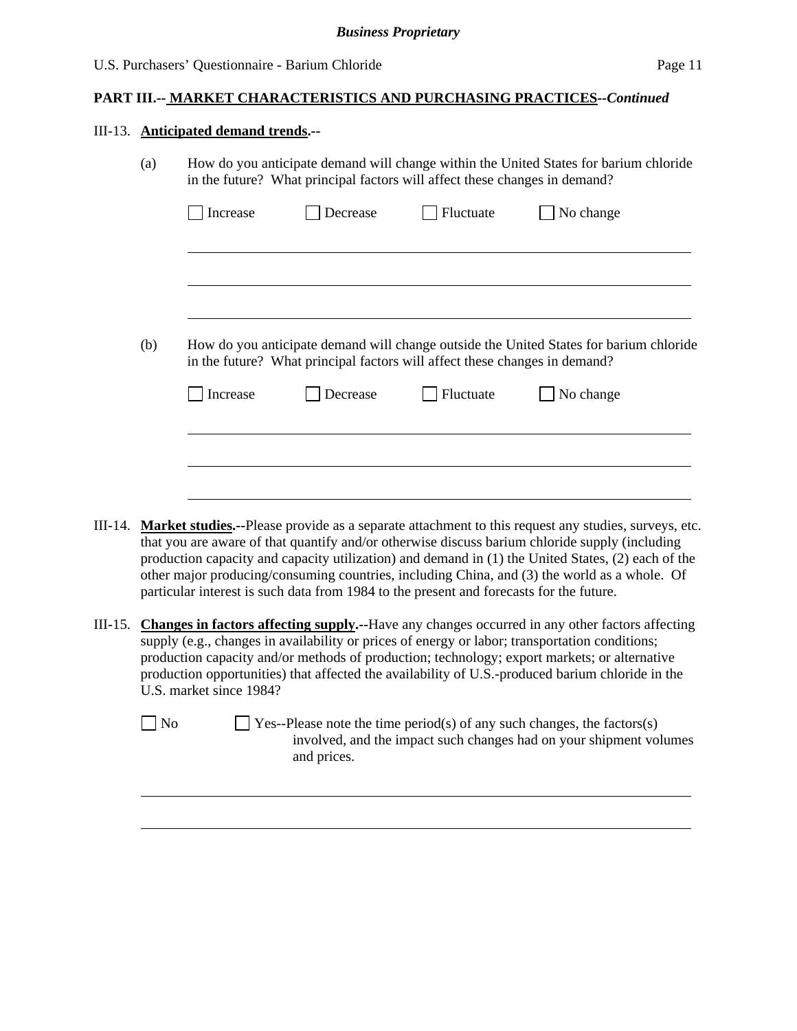**PART III.-- MARKET CHARACTERISTICS AND PURCHASING PRACTICES--*Continued***

III-13. **Anticipated demand trends.--**

(a) How do you anticipate demand will change within the United States for barium chloride in the future? What principal factors will affect these changes in demand?

☐ Increase ☐ Decrease ☐ Fluctuate ☐ No change

(b) How do you anticipate demand will change outside the United States for barium chloride in the future? What principal factors will affect these changes in demand?

☐ Increase ☐ Decrease ☐ Fluctuate ☐ No change

III-14. **Market studies.--**Please provide as a separate attachment to this request any studies, surveys, etc. that you are aware of that quantify and/or otherwise discuss barium chloride supply (including production capacity and capacity utilization) and demand in (1) the United States, (2) each of the other major producing/consuming countries, including China, and (3) the world as a whole. Of particular interest is such data from 1984 to the present and forecasts for the future.

III-15. **Changes in factors affecting supply.--**Have any changes occurred in any other factors affecting supply (e.g., changes in availability or prices of energy or labor; transportation conditions; production capacity and/or methods of production; technology; export markets; or alternative production opportunities) that affected the availability of U.S.-produced barium chloride in the U.S. market since 1984?

☐ No ☐ Yes--Please note the time period(s) of any such changes, the factors(s) involved, and the impact such changes had on your shipment volumes and prices.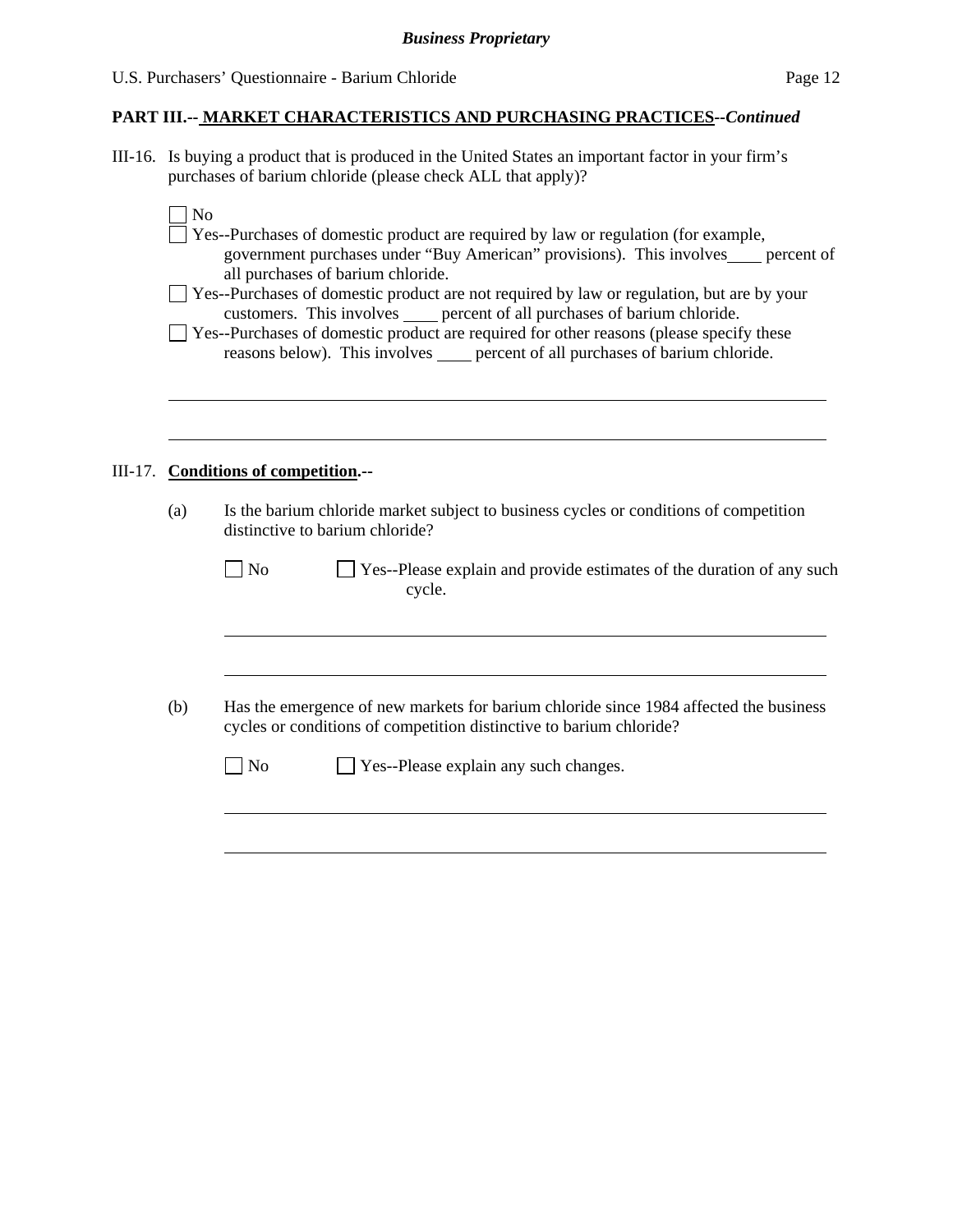## PART III.-- MARKET CHARACTERISTICS AND PURCHASING PRACTICES--*Continued*

III-16. Is buying a product that is produced in the United States an important factor in your firm's purchases of barium chloride (please check ALL that apply)?

☐ No

☐ Yes--Purchases of domestic product are required by law or regulation (for example, government purchases under "Buy American" provisions). This involves____ percent of all purchases of barium chloride.

☐ Yes--Purchases of domestic product are not required by law or regulation, but are by your customers. This involves ____ percent of all purchases of barium chloride.

☐ Yes--Purchases of domestic product are required for other reasons (please specify these reasons below). This involves ____ percent of all purchases of barium chloride.

______________________________________________________________________________

______________________________________________________________________________

III-17. **Conditions of competition.--**

(a) Is the barium chloride market subject to business cycles or conditions of competition distinctive to barium chloride?

☐ No ☐ Yes--Please explain and provide estimates of the duration of any such cycle.

______________________________________________________________________________

______________________________________________________________________________

(b) Has the emergence of new markets for barium chloride since 1984 affected the business cycles or conditions of competition distinctive to barium chloride?

☐ No ☐ Yes--Please explain any such changes.

______________________________________________________________________________

______________________________________________________________________________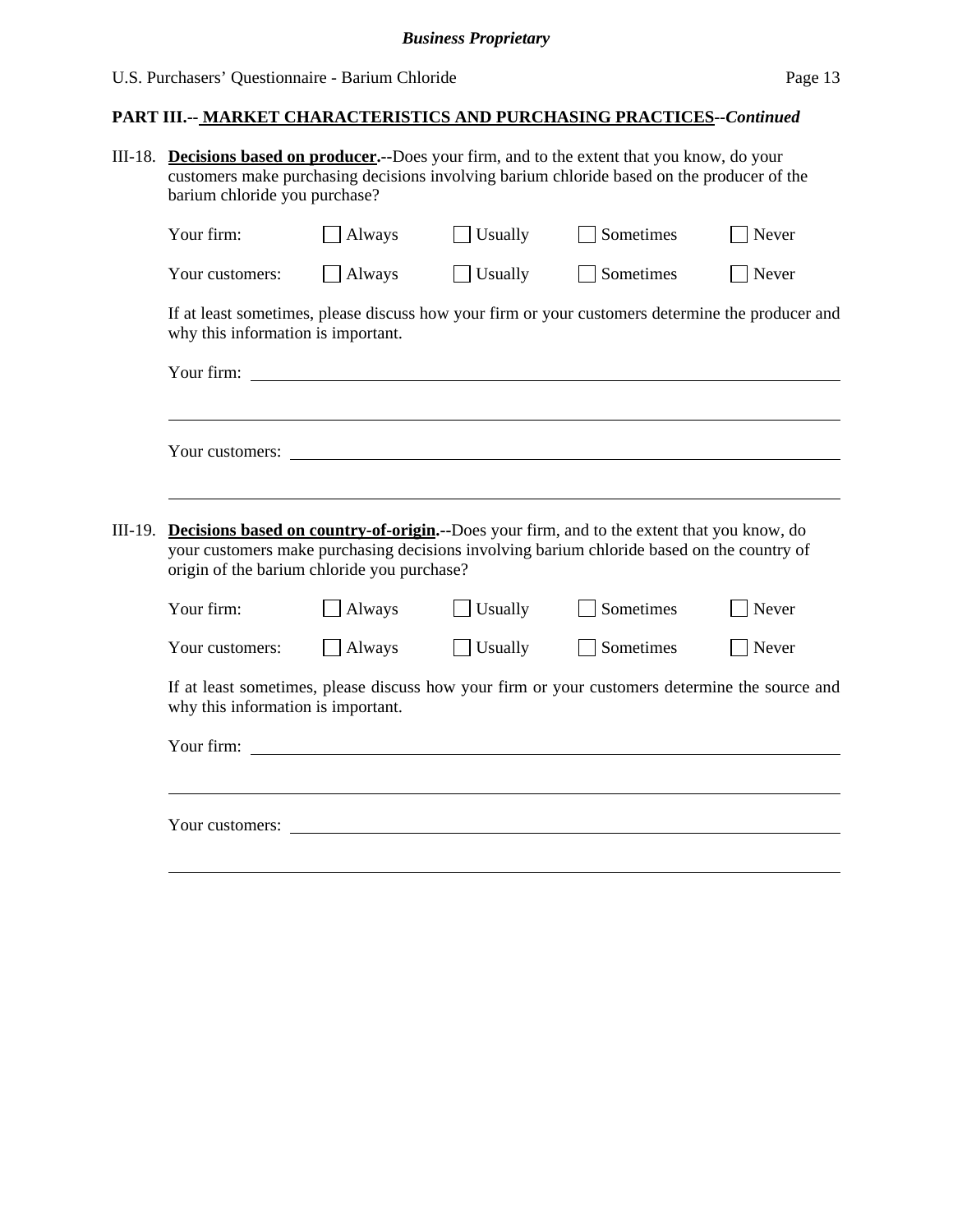**PART III.-- MARKET CHARACTERISTICS AND PURCHASING PRACTICES**--*Continued*

III-18. **Decisions based on producer.**--Does your firm, and to the extent that you know, do your customers make purchasing decisions involving barium chloride based on the producer of the barium chloride you purchase?

| | | | | |
|---|---|---|---|---|
| Your firm: | ☐ Always | ☐ Usually | ☐ Sometimes | ☐ Never |
| Your customers: | ☐ Always | ☐ Usually | ☐ Sometimes | ☐ Never |

If at least sometimes, please discuss how your firm or your customers determine the producer and why this information is important.

Your firm: ______________________________________________________________________

______________________________________________________________________________

Your customers: _________________________________________________________________

______________________________________________________________________________

III-19. **Decisions based on country-of-origin.**--Does your firm, and to the extent that you know, do your customers make purchasing decisions involving barium chloride based on the country of origin of the barium chloride you purchase?

| | | | | |
|---|---|---|---|---|
| Your firm: | ☐ Always | ☐ Usually | ☐ Sometimes | ☐ Never |
| Your customers: | ☐ Always | ☐ Usually | ☐ Sometimes | ☐ Never |

If at least sometimes, please discuss how your firm or your customers determine the source and why this information is important.

Your firm: ______________________________________________________________________

______________________________________________________________________________

Your customers: _________________________________________________________________

______________________________________________________________________________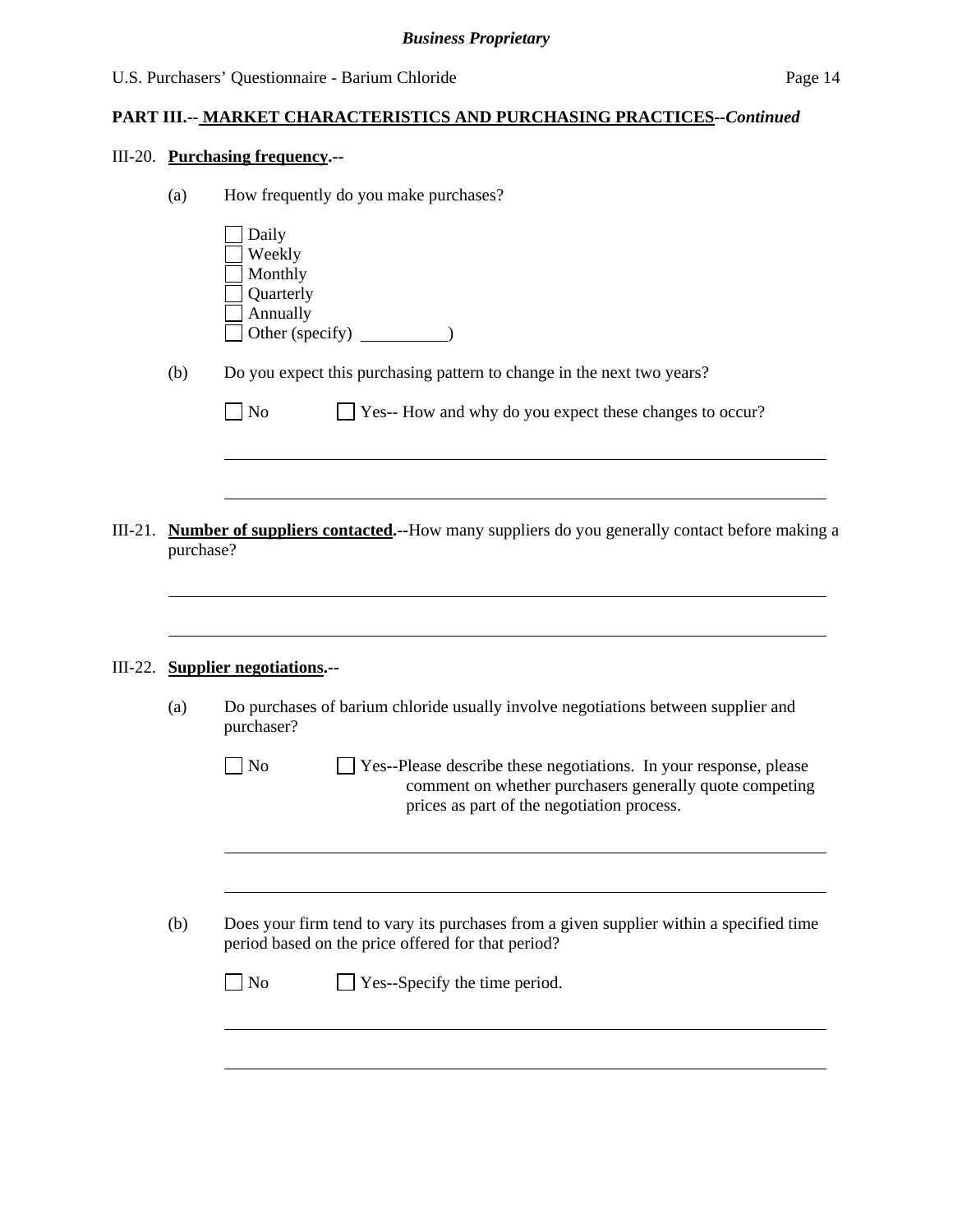**PART III.-- MARKET CHARACTERISTICS AND PURCHASING PRACTICES--*Continued***

III-20. **Purchasing frequency.**--

(a) How frequently do you make purchases?

- ☐ Daily
- ☐ Weekly
- ☐ Monthly
- ☐ Quarterly
- ☐ Annually
- ☐ Other (specify) __________)

(b) Do you expect this purchasing pattern to change in the next two years?

☐ No ☐ Yes-- How and why do you expect these changes to occur?

______________________________________________________________________

______________________________________________________________________

III-21. **Number of suppliers contacted.**--How many suppliers do you generally contact before making a purchase?

______________________________________________________________________

______________________________________________________________________

III-22. **Supplier negotiations.**--

(a) Do purchases of barium chloride usually involve negotiations between supplier and purchaser?

☐ No ☐ Yes--Please describe these negotiations. In your response, please comment on whether purchasers generally quote competing prices as part of the negotiation process.

______________________________________________________________________

______________________________________________________________________

(b) Does your firm tend to vary its purchases from a given supplier within a specified time period based on the price offered for that period?

☐ No ☐ Yes--Specify the time period.

______________________________________________________________________

______________________________________________________________________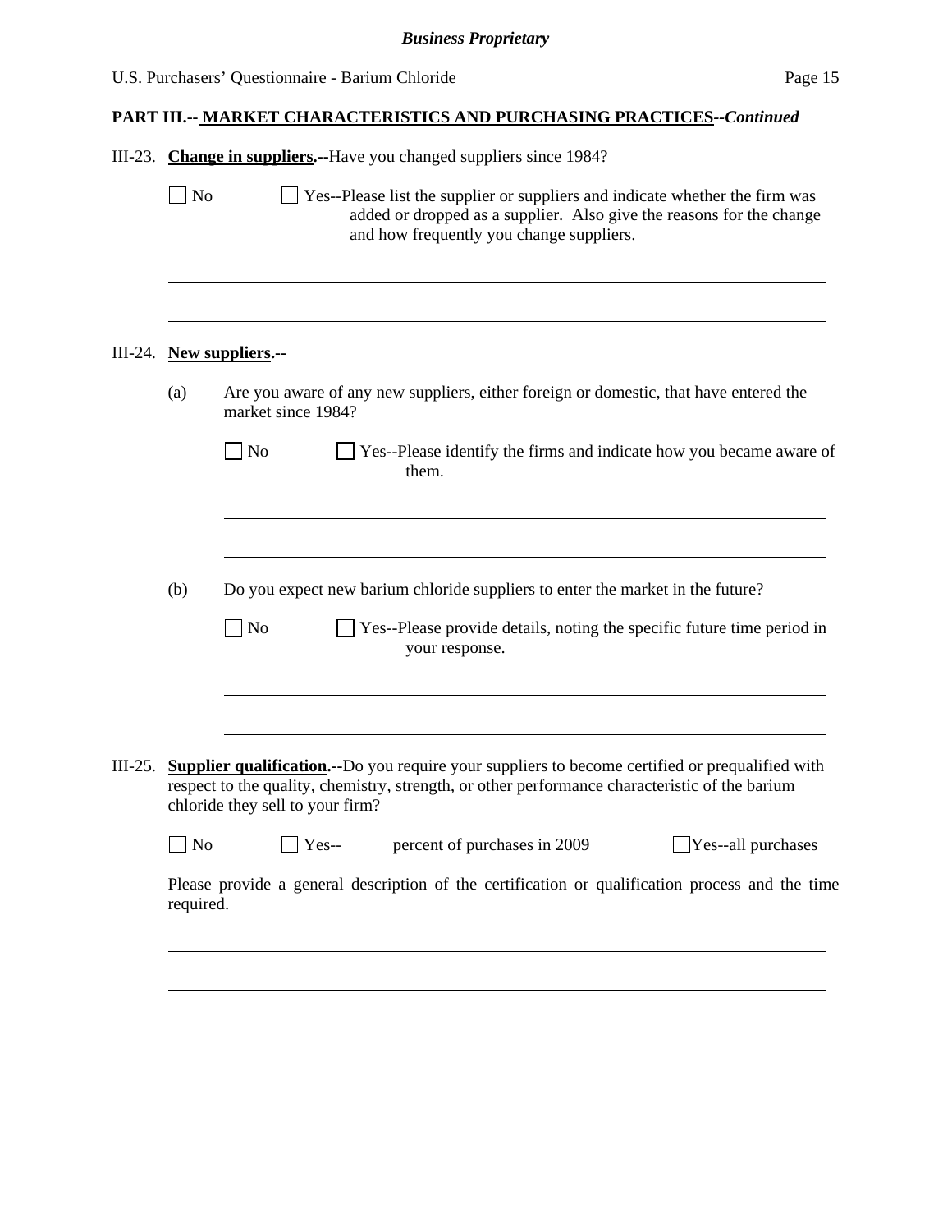**PART III.-- MARKET CHARACTERISTICS AND PURCHASING PRACTICES--*Continued***

III-23. **Change in suppliers.--**Have you changed suppliers since 1984?

☐ No ☐ Yes--Please list the supplier or suppliers and indicate whether the firm was added or dropped as a supplier. Also give the reasons for the change and how frequently you change suppliers.

______________________________________________________________________________

______________________________________________________________________________

III-24. **New suppliers.--**

(a) Are you aware of any new suppliers, either foreign or domestic, that have entered the market since 1984?

☐ No ☐ Yes--Please identify the firms and indicate how you became aware of them.

______________________________________________________________________________

______________________________________________________________________________

(b) Do you expect new barium chloride suppliers to enter the market in the future?

☐ No ☐ Yes--Please provide details, noting the specific future time period in your response.

______________________________________________________________________________

______________________________________________________________________________

III-25. **Supplier qualification.--**Do you require your suppliers to become certified or prequalified with respect to the quality, chemistry, strength, or other performance characteristic of the barium chloride they sell to your firm?

☐ No ☐ Yes-- _____ percent of purchases in 2009 ☐ Yes--all purchases

Please provide a general description of the certification or qualification process and the time required.

______________________________________________________________________________

______________________________________________________________________________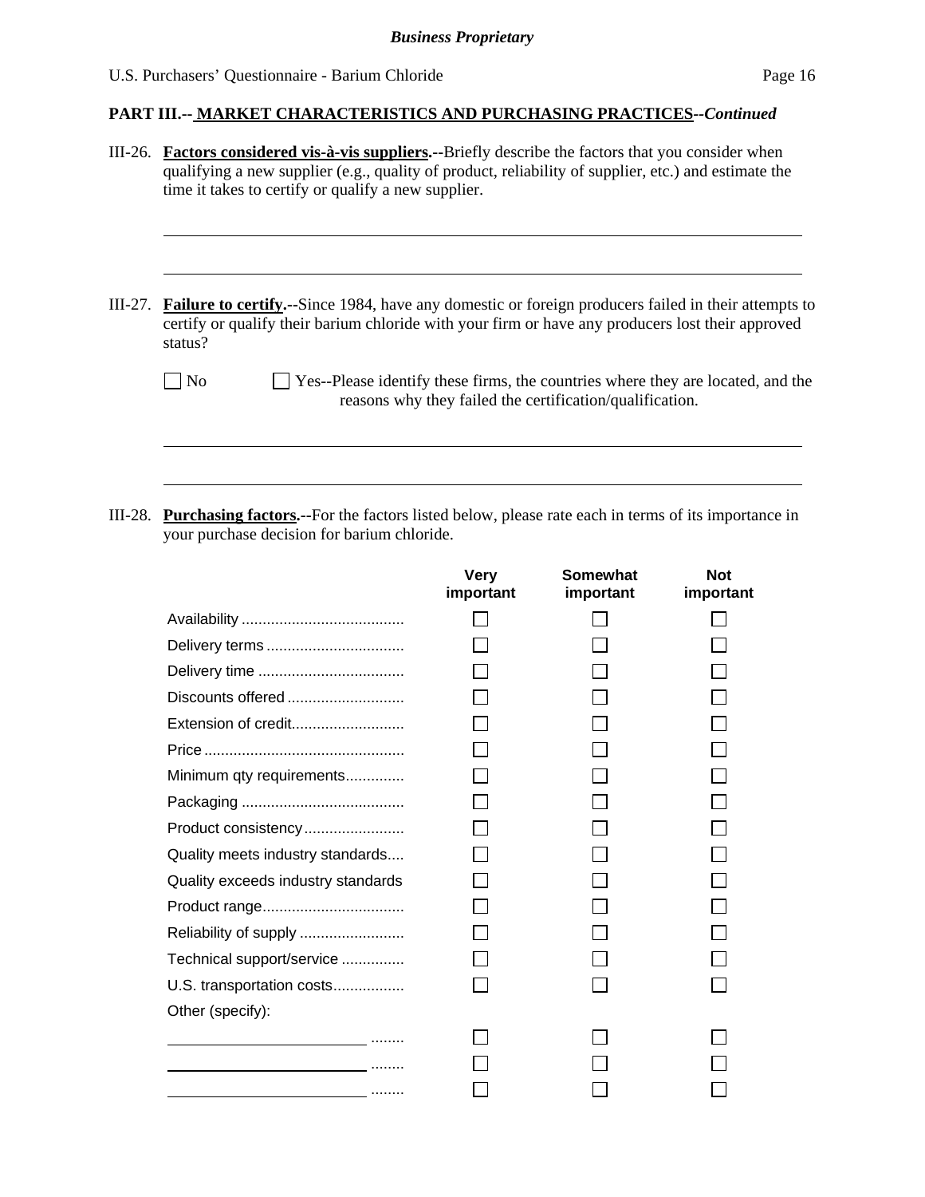**PART III.-- MARKET CHARACTERISTICS AND PURCHASING PRACTICES--*Continued***

III-26. **Factors considered vis-à-vis suppliers.--**Briefly describe the factors that you consider when qualifying a new supplier (e.g., quality of product, reliability of supplier, etc.) and estimate the time it takes to certify or qualify a new supplier.

______________________________________________________________________

______________________________________________________________________

III-27. **Failure to certify.--**Since 1984, have any domestic or foreign producers failed in their attempts to certify or qualify their barium chloride with your firm or have any producers lost their approved status?

☐ No ☐ Yes--Please identify these firms, the countries where they are located, and the reasons why they failed the certification/qualification.

______________________________________________________________________

______________________________________________________________________

III-28. **Purchasing factors.--**For the factors listed below, please rate each in terms of its importance in your purchase decision for barium chloride.

| | Very important | Somewhat important | Not important |
|---|---|---|---|
| Availability | ☐ | ☐ | ☐ |
| Delivery terms | ☐ | ☐ | ☐ |
| Delivery time | ☐ | ☐ | ☐ |
| Discounts offered | ☐ | ☐ | ☐ |
| Extension of credit | ☐ | ☐ | ☐ |
| Price | ☐ | ☐ | ☐ |
| Minimum qty requirements | ☐ | ☐ | ☐ |
| Packaging | ☐ | ☐ | ☐ |
| Product consistency | ☐ | ☐ | ☐ |
| Quality meets industry standards | ☐ | ☐ | ☐ |
| Quality exceeds industry standards | ☐ | ☐ | ☐ |
| Product range | ☐ | ☐ | ☐ |
| Reliability of supply | ☐ | ☐ | ☐ |
| Technical support/service | ☐ | ☐ | ☐ |
| U.S. transportation costs | ☐ | ☐ | ☐ |
| Other (specify): | | | |
| ____________________ | ☐ | ☐ | ☐ |
| ____________________ | ☐ | ☐ | ☐ |
| ____________________ | ☐ | ☐ | ☐ |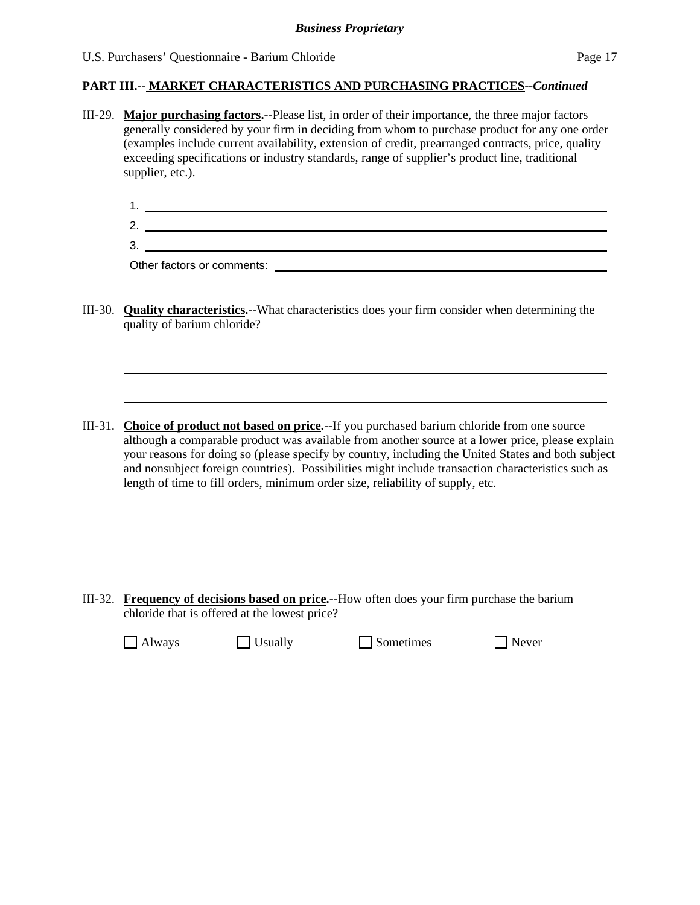**PART III.-- MARKET CHARACTERISTICS AND PURCHASING PRACTICES**--*Continued*

III-29. **Major purchasing factors.**--Please list, in order of their importance, the three major factors generally considered by your firm in deciding from whom to purchase product for any one order (examples include current availability, extension of credit, prearranged contracts, price, quality exceeding specifications or industry standards, range of supplier's product line, traditional supplier, etc.).

1. \_\_\_\_\_\_\_\_\_\_\_\_\_\_\_\_\_\_\_\_\_\_\_\_\_\_\_\_\_\_\_\_\_\_\_\_\_\_\_\_
2. \_\_\_\_\_\_\_\_\_\_\_\_\_\_\_\_\_\_\_\_\_\_\_\_\_\_\_\_\_\_\_\_\_\_\_\_\_\_\_\_
3. \_\_\_\_\_\_\_\_\_\_\_\_\_\_\_\_\_\_\_\_\_\_\_\_\_\_\_\_\_\_\_\_\_\_\_\_\_\_\_\_

Other factors or comments: \_\_\_\_\_\_\_\_\_\_\_\_\_\_\_\_\_\_\_\_\_\_\_\_\_\_\_\_\_\_\_\_

III-30. **Quality characteristics.**--What characteristics does your firm consider when determining the quality of barium chloride?

\_\_\_\_\_\_\_\_\_\_\_\_\_\_\_\_\_\_\_\_\_\_\_\_\_\_\_\_\_\_\_\_\_\_\_\_\_\_\_\_\_\_\_\_

\_\_\_\_\_\_\_\_\_\_\_\_\_\_\_\_\_\_\_\_\_\_\_\_\_\_\_\_\_\_\_\_\_\_\_\_\_\_\_\_\_\_\_\_

\_\_\_\_\_\_\_\_\_\_\_\_\_\_\_\_\_\_\_\_\_\_\_\_\_\_\_\_\_\_\_\_\_\_\_\_\_\_\_\_\_\_\_\_

III-31. **Choice of product not based on price.**--If you purchased barium chloride from one source although a comparable product was available from another source at a lower price, please explain your reasons for doing so (please specify by country, including the United States and both subject and nonsubject foreign countries). Possibilities might include transaction characteristics such as length of time to fill orders, minimum order size, reliability of supply, etc.

\_\_\_\_\_\_\_\_\_\_\_\_\_\_\_\_\_\_\_\_\_\_\_\_\_\_\_\_\_\_\_\_\_\_\_\_\_\_\_\_\_\_\_\_

\_\_\_\_\_\_\_\_\_\_\_\_\_\_\_\_\_\_\_\_\_\_\_\_\_\_\_\_\_\_\_\_\_\_\_\_\_\_\_\_\_\_\_\_

\_\_\_\_\_\_\_\_\_\_\_\_\_\_\_\_\_\_\_\_\_\_\_\_\_\_\_\_\_\_\_\_\_\_\_\_\_\_\_\_\_\_\_\_

III-32. **Frequency of decisions based on price.**--How often does your firm purchase the barium chloride that is offered at the lowest price?

☐ Always ☐ Usually ☐ Sometimes ☐ Never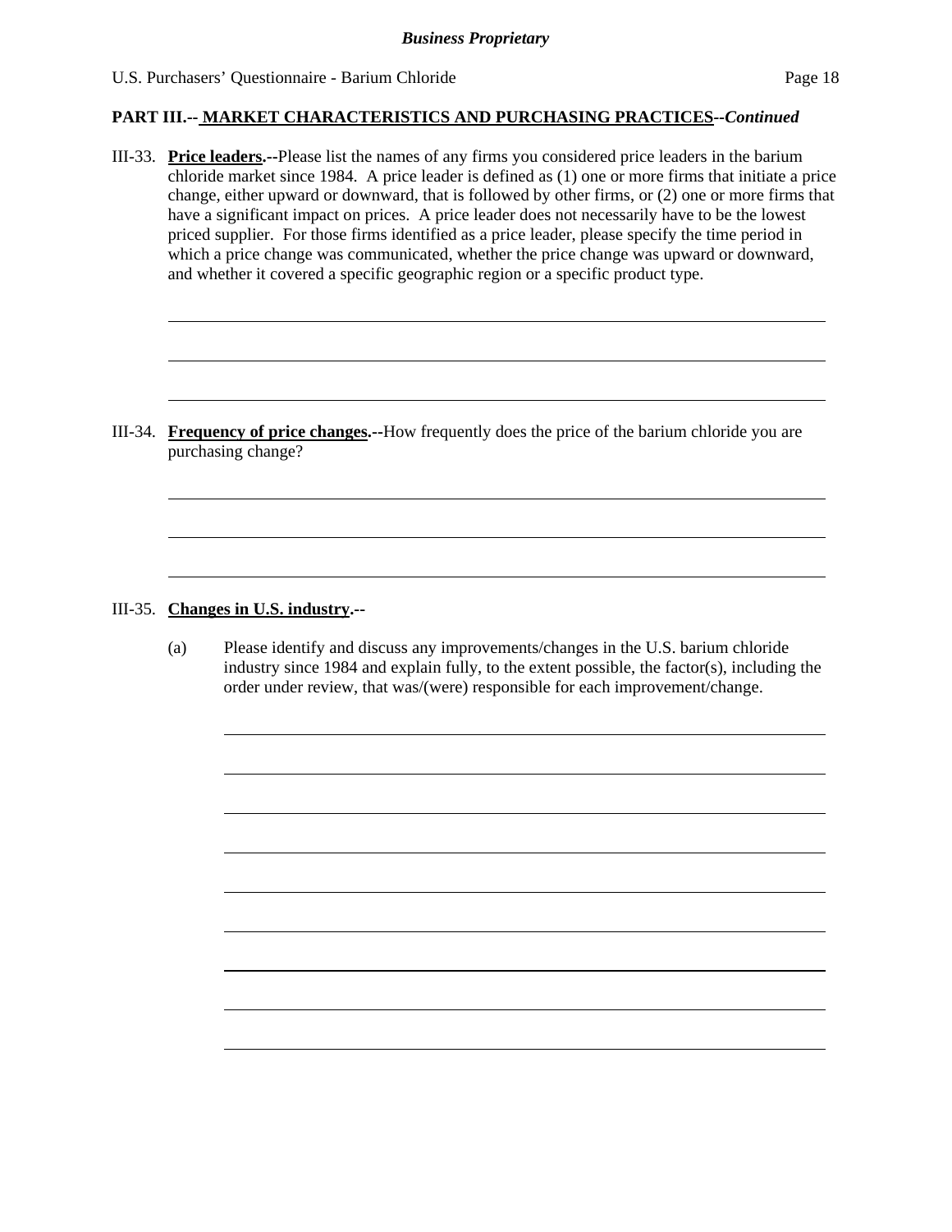**PART III.-- MARKET CHARACTERISTICS AND PURCHASING PRACTICES--*Continued***

III-33. **Price leaders.--**Please list the names of any firms you considered price leaders in the barium chloride market since 1984. A price leader is defined as (1) one or more firms that initiate a price change, either upward or downward, that is followed by other firms, or (2) one or more firms that have a significant impact on prices. A price leader does not necessarily have to be the lowest priced supplier. For those firms identified as a price leader, please specify the time period in which a price change was communicated, whether the price change was upward or downward, and whether it covered a specific geographic region or a specific product type.

______________________________________________________________________________

______________________________________________________________________________

______________________________________________________________________________

III-34. **Frequency of price changes.--**How frequently does the price of the barium chloride you are purchasing change?

______________________________________________________________________________

______________________________________________________________________________

______________________________________________________________________________

III-35. **Changes in U.S. industry.--**

(a) Please identify and discuss any improvements/changes in the U.S. barium chloride industry since 1984 and explain fully, to the extent possible, the factor(s), including the order under review, that was/(were) responsible for each improvement/change.

______________________________________________________________________________

______________________________________________________________________________

______________________________________________________________________________

______________________________________________________________________________

______________________________________________________________________________

______________________________________________________________________________

______________________________________________________________________________

______________________________________________________________________________

______________________________________________________________________________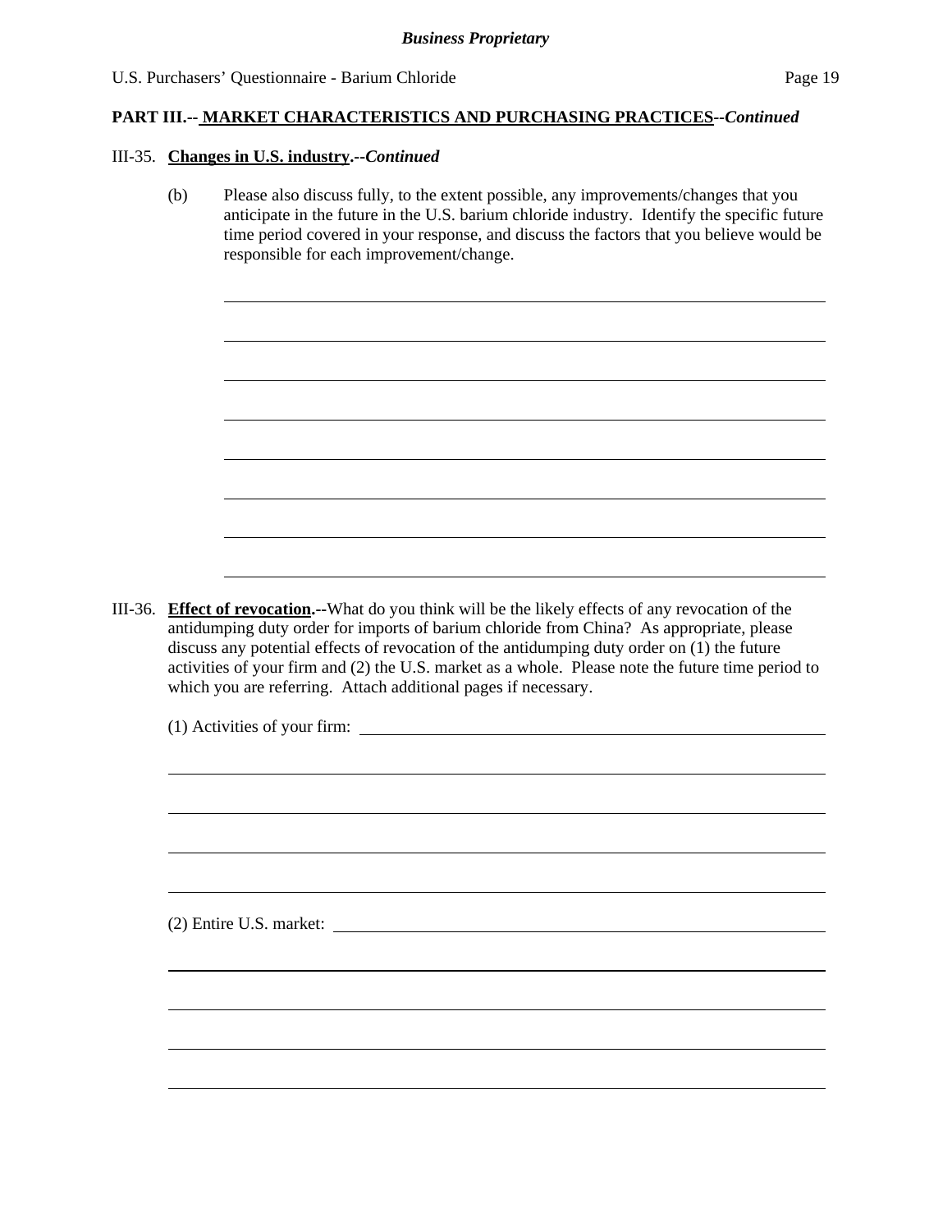**PART III.-- MARKET CHARACTERISTICS AND PURCHASING PRACTICES--*Continued***

III-35. **Changes in U.S. industry.--*Continued***

(b) Please also discuss fully, to the extent possible, any improvements/changes that you anticipate in the future in the U.S. barium chloride industry. Identify the specific future time period covered in your response, and discuss the factors that you believe would be responsible for each improvement/change.

III-36. **Effect of revocation.--**What do you think will be the likely effects of any revocation of the antidumping duty order for imports of barium chloride from China? As appropriate, please discuss any potential effects of revocation of the antidumping duty order on (1) the future activities of your firm and (2) the U.S. market as a whole. Please note the future time period to which you are referring. Attach additional pages if necessary.

(1) Activities of your firm:

(2) Entire U.S. market: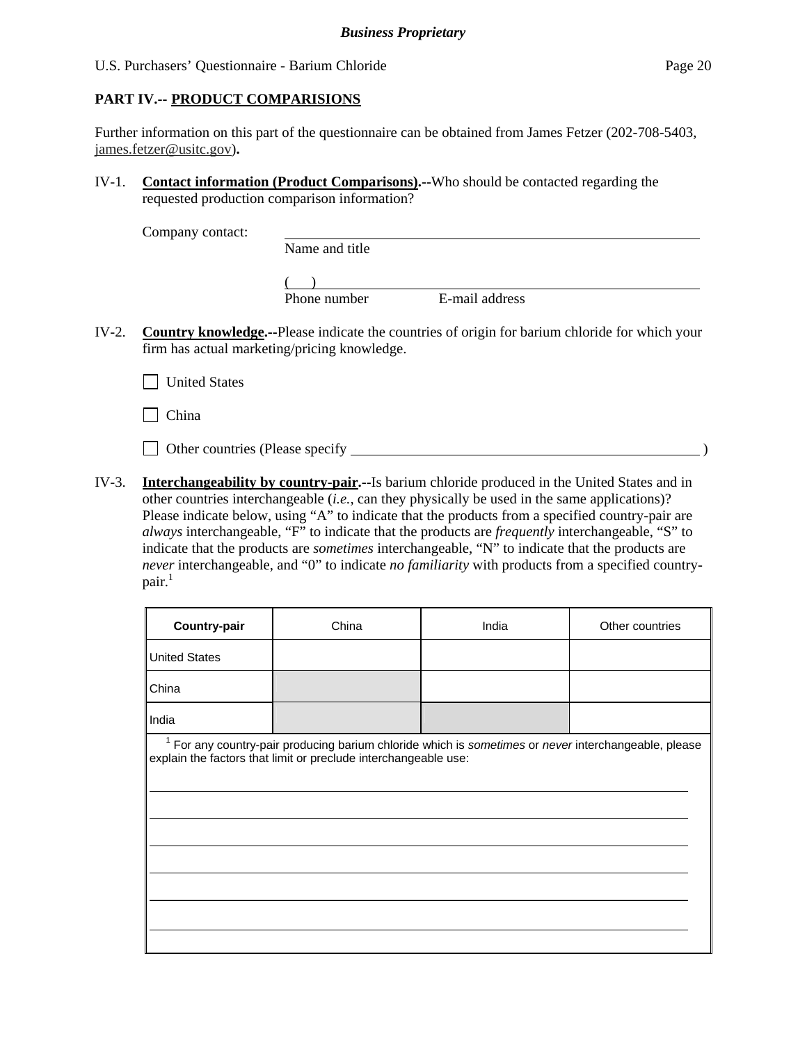**PART IV.-- PRODUCT COMPARISIONS**

Further information on this part of the questionnaire can be obtained from James Fetzer (202-708-5403, james.fetzer@usitc.gov).

IV-1. **Contact information (Product Comparisons).**--Who should be contacted regarding the requested production comparison information?

Company contact: ______________________________
Name and title

(   ) ______________________________
Phone number E-mail address

IV-2. **Country knowledge.**--Please indicate the countries of origin for barium chloride for which your firm has actual marketing/pricing knowledge.

☐ United States

☐ China

☐ Other countries (Please specify ______________________________ )

IV-3. **Interchangeability by country-pair.**--Is barium chloride produced in the United States and in other countries interchangeable (*i.e.*, can they physically be used in the same applications)? Please indicate below, using "A" to indicate that the products from a specified country-pair are *always* interchangeable, "F" to indicate that the products are *frequently* interchangeable, "S" to indicate that the products are *sometimes* interchangeable, "N" to indicate that the products are *never* interchangeable, and "0" to indicate *no familiarity* with products from a specified country-pair.[1]

| Country-pair | China | India | Other countries |
|---|---|---|---|
| United States | | | |
| China | | | |
| India | | | |

[1] For any country-pair producing barium chloride which is *sometimes* or *never* interchangeable, please explain the factors that limit or preclude interchangeable use:

______________________________

______________________________

______________________________

______________________________

______________________________

______________________________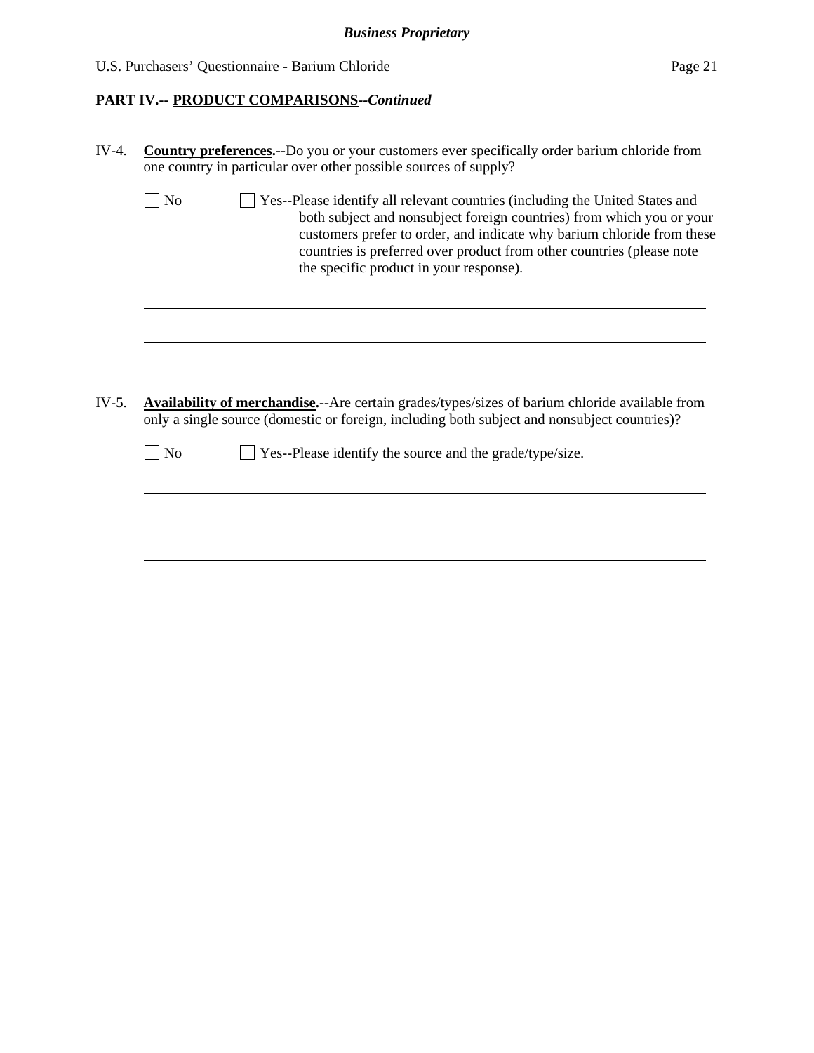**PART IV.-- PRODUCT COMPARISONS--*Continued***

IV-4. **Country preferences.--**Do you or your customers ever specifically order barium chloride from one country in particular over other possible sources of supply?

☐ No ☐ Yes--Please identify all relevant countries (including the United States and both subject and nonsubject foreign countries) from which you or your customers prefer to order, and indicate why barium chloride from these countries is preferred over product from other countries (please note the specific product in your response).

______________________________________________________________________

______________________________________________________________________

______________________________________________________________________

IV-5. **Availability of merchandise.--**Are certain grades/types/sizes of barium chloride available from only a single source (domestic or foreign, including both subject and nonsubject countries)?

☐ No ☐ Yes--Please identify the source and the grade/type/size.

______________________________________________________________________

______________________________________________________________________

______________________________________________________________________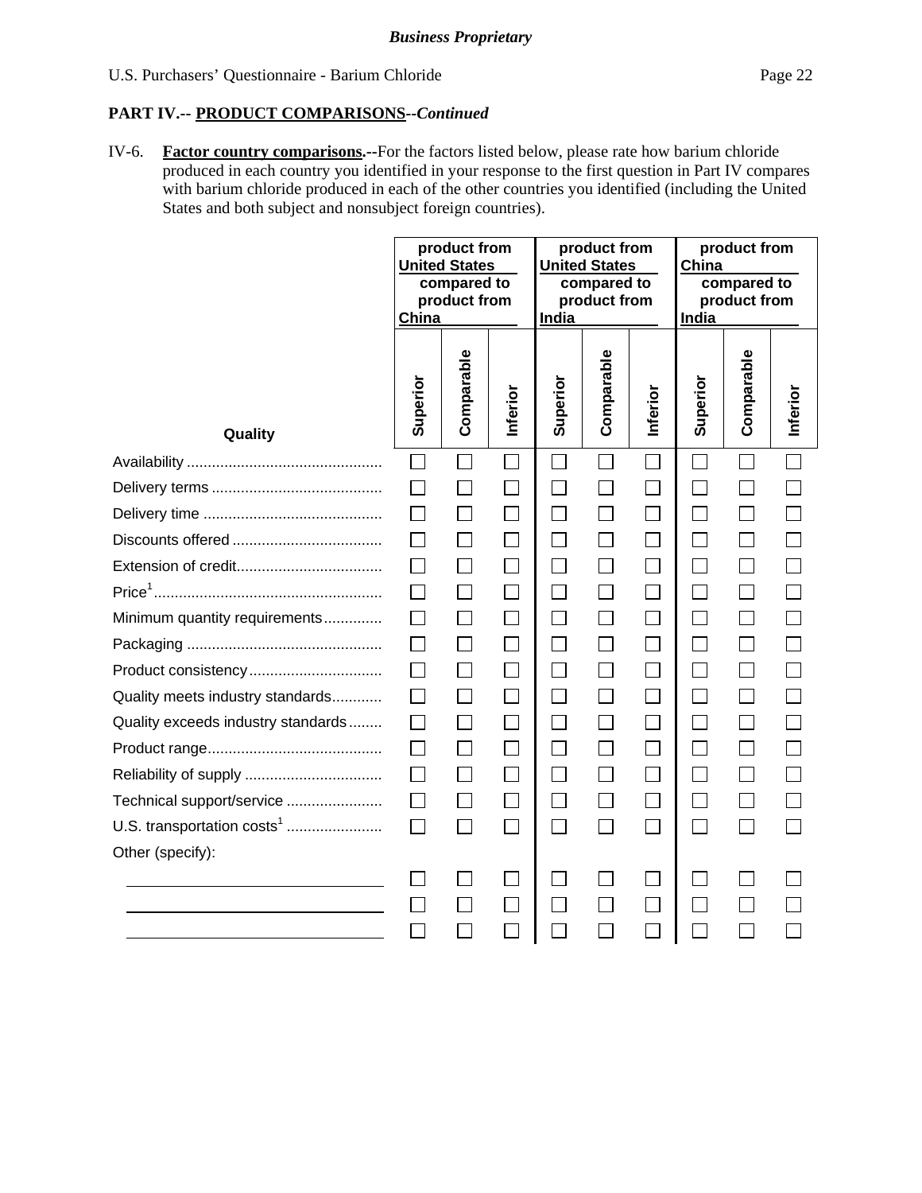**Business Proprietary**

U.S. Purchasers' Questionnaire - Barium Chloride

## PART IV.-- PRODUCT COMPARISONS--*Continued*

IV-6. **Factor country comparisons.--**For the factors listed below, please rate how barium chloride produced in each country you identified in your response to the first question in Part IV compares with barium chloride produced in each of the other countries you identified (including the United States and both subject and nonsubject foreign countries).

| Quality | product from United States compared to product from China | | | product from United States compared to product from India | | | product from China compared to product from India | | |
|---|---|---|---|---|---|---|---|---|---|
| | Superior | Comparable | Inferior | Superior | Comparable | Inferior | Superior | Comparable | Inferior |
| Availability | ☐ | ☐ | ☐ | ☐ | ☐ | ☐ | ☐ | ☐ | ☐ |
| Delivery terms | ☐ | ☐ | ☐ | ☐ | ☐ | ☐ | ☐ | ☐ | ☐ |
| Delivery time | ☐ | ☐ | ☐ | ☐ | ☐ | ☐ | ☐ | ☐ | ☐ |
| Discounts offered | ☐ | ☐ | ☐ | ☐ | ☐ | ☐ | ☐ | ☐ | ☐ |
| Extension of credit | ☐ | ☐ | ☐ | ☐ | ☐ | ☐ | ☐ | ☐ | ☐ |
| Price[1] | ☐ | ☐ | ☐ | ☐ | ☐ | ☐ | ☐ | ☐ | ☐ |
| Minimum quantity requirements | ☐ | ☐ | ☐ | ☐ | ☐ | ☐ | ☐ | ☐ | ☐ |
| Packaging | ☐ | ☐ | ☐ | ☐ | ☐ | ☐ | ☐ | ☐ | ☐ |
| Product consistency | ☐ | ☐ | ☐ | ☐ | ☐ | ☐ | ☐ | ☐ | ☐ |
| Quality meets industry standards | ☐ | ☐ | ☐ | ☐ | ☐ | ☐ | ☐ | ☐ | ☐ |
| Quality exceeds industry standards | ☐ | ☐ | ☐ | ☐ | ☐ | ☐ | ☐ | ☐ | ☐ |
| Product range | ☐ | ☐ | ☐ | ☐ | ☐ | ☐ | ☐ | ☐ | ☐ |
| Reliability of supply | ☐ | ☐ | ☐ | ☐ | ☐ | ☐ | ☐ | ☐ | ☐ |
| Technical support/service | ☐ | ☐ | ☐ | ☐ | ☐ | ☐ | ☐ | ☐ | ☐ |
| U.S. transportation costs[1] | ☐ | ☐ | ☐ | ☐ | ☐ | ☐ | ☐ | ☐ | ☐ |
| Other (specify): | | | | | | | | | |
| ______________ | ☐ | ☐ | ☐ | ☐ | ☐ | ☐ | ☐ | ☐ | ☐ |
| ______________ | ☐ | ☐ | ☐ | ☐ | ☐ | ☐ | ☐ | ☐ | ☐ |
| ______________ | ☐ | ☐ | ☐ | ☐ | ☐ | ☐ | ☐ | ☐ | ☐ |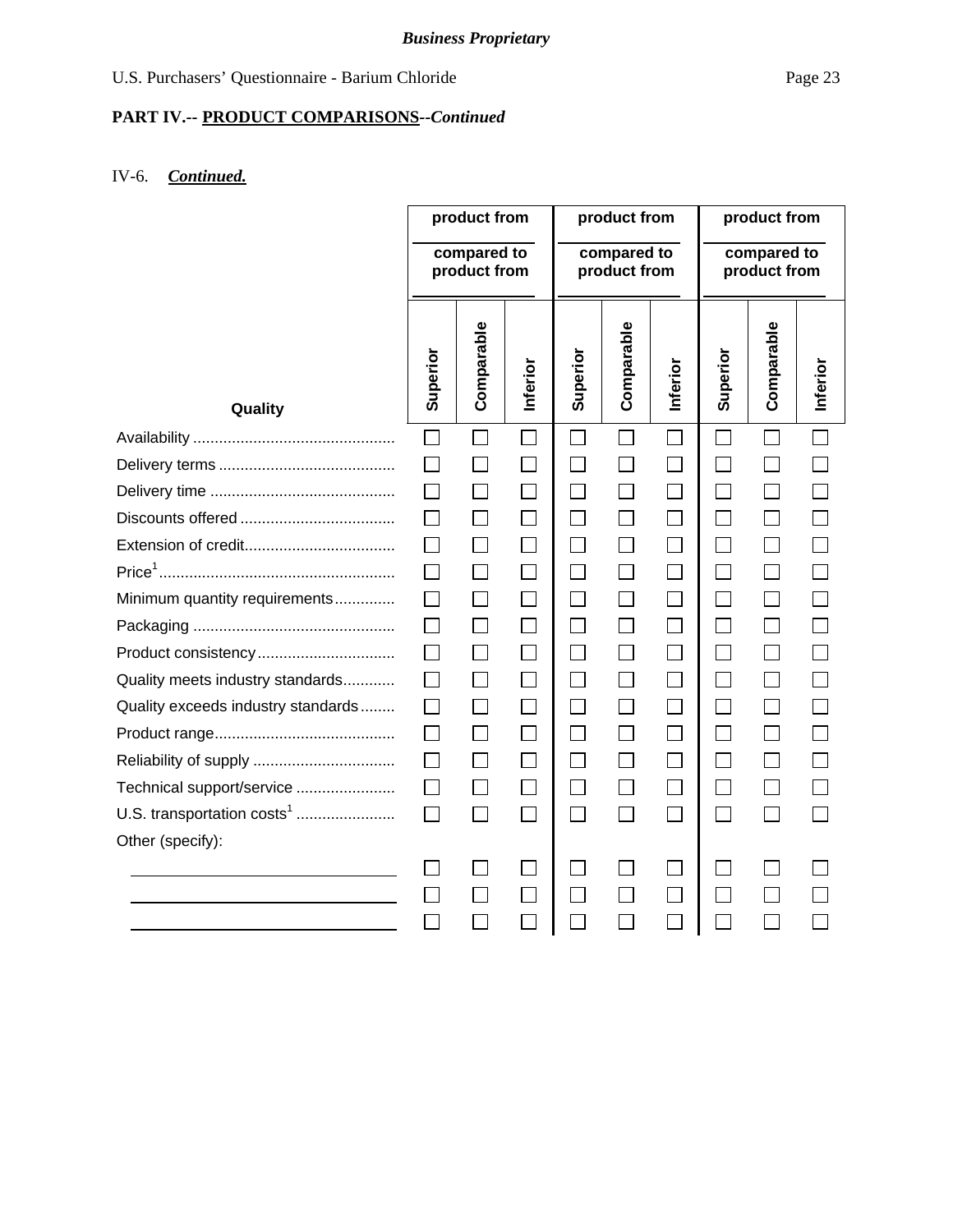*Business Proprietary*

U.S. Purchasers' Questionnaire - Barium Chloride

**PART IV.-- PRODUCT COMPARISONS--*Continued***

IV-6. ***Continued.***

| | product from ________ compared to product from ________ | | | product from ________ compared to product from ________ | | | product from ________ compared to product from ________ | | |
|---|---|---|---|---|---|---|---|---|---|
| **Quality** | **Superior** | **Comparable** | **Inferior** | **Superior** | **Comparable** | **Inferior** | **Superior** | **Comparable** | **Inferior** |
| Availability | ☐ | ☐ | ☐ | ☐ | ☐ | ☐ | ☐ | ☐ | ☐ |
| Delivery terms | ☐ | ☐ | ☐ | ☐ | ☐ | ☐ | ☐ | ☐ | ☐ |
| Delivery time | ☐ | ☐ | ☐ | ☐ | ☐ | ☐ | ☐ | ☐ | ☐ |
| Discounts offered | ☐ | ☐ | ☐ | ☐ | ☐ | ☐ | ☐ | ☐ | ☐ |
| Extension of credit | ☐ | ☐ | ☐ | ☐ | ☐ | ☐ | ☐ | ☐ | ☐ |
| Price[1] | ☐ | ☐ | ☐ | ☐ | ☐ | ☐ | ☐ | ☐ | ☐ |
| Minimum quantity requirements | ☐ | ☐ | ☐ | ☐ | ☐ | ☐ | ☐ | ☐ | ☐ |
| Packaging | ☐ | ☐ | ☐ | ☐ | ☐ | ☐ | ☐ | ☐ | ☐ |
| Product consistency | ☐ | ☐ | ☐ | ☐ | ☐ | ☐ | ☐ | ☐ | ☐ |
| Quality meets industry standards | ☐ | ☐ | ☐ | ☐ | ☐ | ☐ | ☐ | ☐ | ☐ |
| Quality exceeds industry standards | ☐ | ☐ | ☐ | ☐ | ☐ | ☐ | ☐ | ☐ | ☐ |
| Product range | ☐ | ☐ | ☐ | ☐ | ☐ | ☐ | ☐ | ☐ | ☐ |
| Reliability of supply | ☐ | ☐ | ☐ | ☐ | ☐ | ☐ | ☐ | ☐ | ☐ |
| Technical support/service | ☐ | ☐ | ☐ | ☐ | ☐ | ☐ | ☐ | ☐ | ☐ |
| U.S. transportation costs[1] | ☐ | ☐ | ☐ | ☐ | ☐ | ☐ | ☐ | ☐ | ☐ |
| Other (specify): | | | | | | | | | |
| ________________ | ☐ | ☐ | ☐ | ☐ | ☐ | ☐ | ☐ | ☐ | ☐ |
| ________________ | ☐ | ☐ | ☐ | ☐ | ☐ | ☐ | ☐ | ☐ | ☐ |
| ________________ | ☐ | ☐ | ☐ | ☐ | ☐ | ☐ | ☐ | ☐ | ☐ |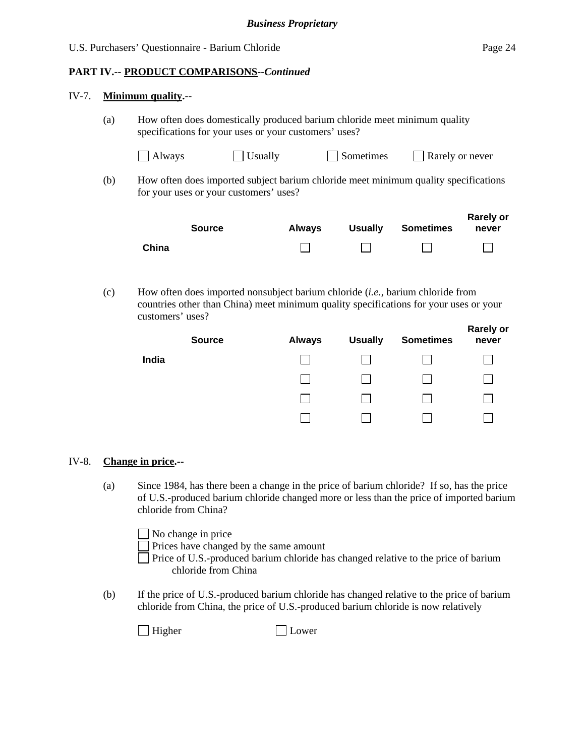**Business Proprietary**

U.S. Purchasers' Questionnaire - Barium Chloride

**PART IV.-- PRODUCT COMPARISONS--*Continued***

IV-7. **Minimum quality.--**

(a) How often does domestically produced barium chloride meet minimum quality specifications for your uses or your customers' uses?

☐ Always ☐ Usually ☐ Sometimes ☐ Rarely or never

(b) How often does imported subject barium chloride meet minimum quality specifications for your uses or your customers' uses?

| Source | Always | Usually | Sometimes | Rarely or never |
|---|---|---|---|---|
| China | ☐ | ☐ | ☐ | ☐ |

(c) How often does imported nonsubject barium chloride (*i.e.*, barium chloride from countries other than China) meet minimum quality specifications for your uses or your customers' uses?

| Source | Always | Usually | Sometimes | Rarely or never |
|---|---|---|---|---|
| India | ☐ | ☐ | ☐ | ☐ |
| | ☐ | ☐ | ☐ | ☐ |
| | ☐ | ☐ | ☐ | ☐ |
| | ☐ | ☐ | ☐ | ☐ |

IV-8. **Change in price.--**

(a) Since 1984, has there been a change in the price of barium chloride? If so, has the price of U.S.-produced barium chloride changed more or less than the price of imported barium chloride from China?

☐ No change in price
☐ Prices have changed by the same amount
☐ Price of U.S.-produced barium chloride has changed relative to the price of barium chloride from China

(b) If the price of U.S.-produced barium chloride has changed relative to the price of barium chloride from China, the price of U.S.-produced barium chloride is now relatively

☐ Higher ☐ Lower